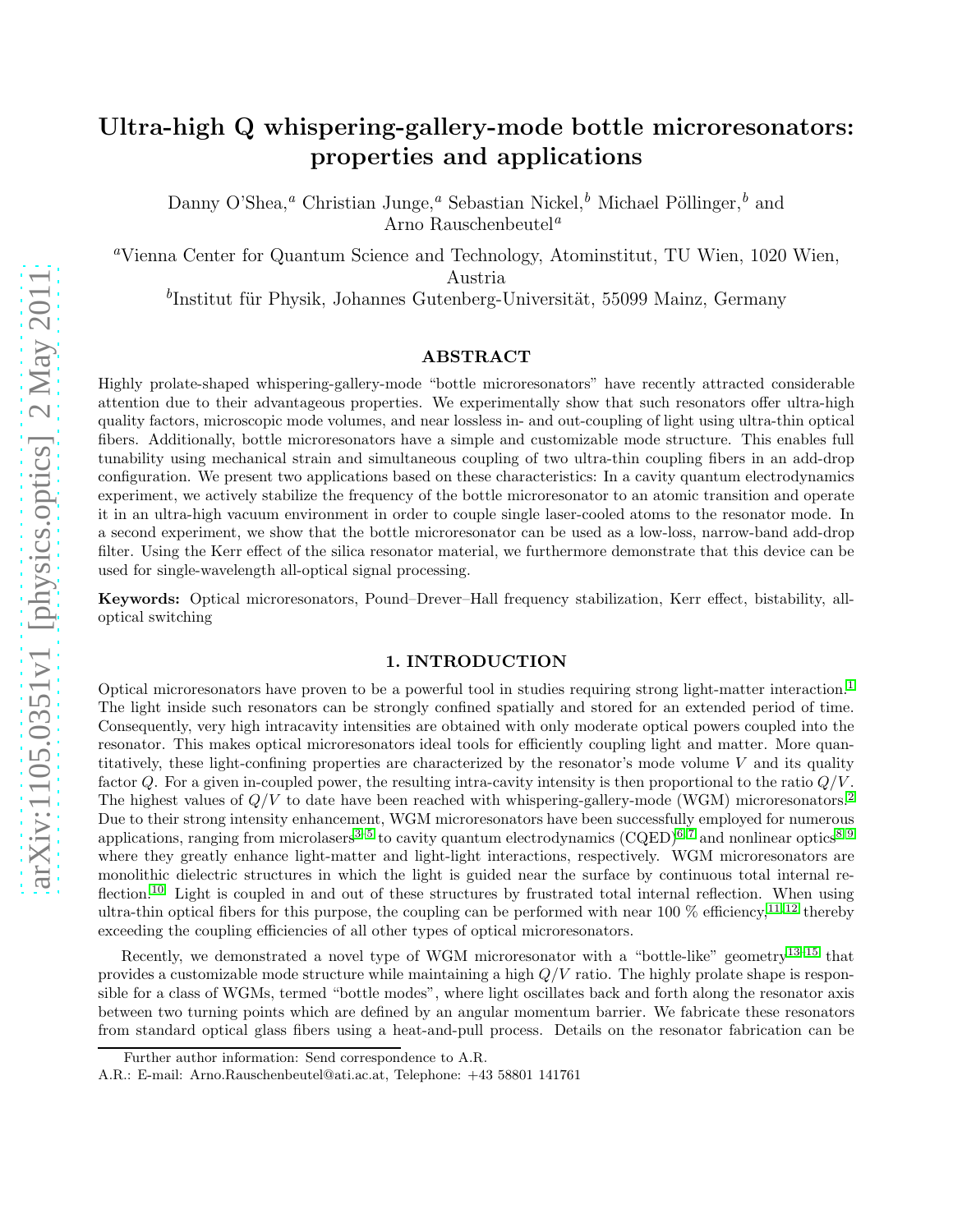# Ultra-high Q whispering-gallery-mode bottle microresonators: properties and applications

Danny O'Shea,[a] Christian Junge,[a] Sebastian Nickel,[b] Michael Pöllinger,[b] and Arno Rauschenbeutel[a]

[a]Vienna Center for Quantum Science and Technology, Atominstitut, TU Wien, 1020 Wien, Austria

[b]Institut für Physik, Johannes Gutenberg-Universität, 55099 Mainz, Germany

## ABSTRACT

Highly prolate-shaped whispering-gallery-mode "bottle microresonators" have recently attracted considerable attention due to their advantageous properties. We experimentally show that such resonators offer ultra-high quality factors, microscopic mode volumes, and near lossless in- and out-coupling of light using ultra-thin optical fibers. Additionally, bottle microresonators have a simple and customizable mode structure. This enables full tunability using mechanical strain and simultaneous coupling of two ultra-thin coupling fibers in an add-drop configuration. We present two applications based on these characteristics: In a cavity quantum electrodynamics experiment, we actively stabilize the frequency of the bottle microresonator to an atomic transition and operate it in an ultra-high vacuum environment in order to couple single laser-cooled atoms to the resonator mode. In a second experiment, we show that the bottle microresonator can be used as a low-loss, narrow-band add-drop filter. Using the Kerr effect of the silica resonator material, we furthermore demonstrate that this device can be used for single-wavelength all-optical signal processing.

**Keywords:** Optical microresonators, Pound–Drever–Hall frequency stabilization, Kerr effect, bistability, all-optical switching

## 1. INTRODUCTION

Optical microresonators have proven to be a powerful tool in studies requiring strong light-matter interaction.[1] The light inside such resonators can be strongly confined spatially and stored for an extended period of time. Consequently, very high intracavity intensities are obtained with only moderate optical powers coupled into the resonator. This makes optical microresonators ideal tools for efficiently coupling light and matter. More quantitatively, these light-confining properties are characterized by the resonator's mode volume $V$ and its quality factor $Q$. For a given in-coupled power, the resulting intra-cavity intensity is then proportional to the ratio $Q/V$. The highest values of $Q/V$ to date have been reached with whispering-gallery-mode (WGM) microresonators.[2] Due to their strong intensity enhancement, WGM microresonators have been successfully employed for numerous applications, ranging from microlasers[3–5] to cavity quantum electrodynamics (CQED)[6,7] and nonlinear optics[8,9] where they greatly enhance light-matter and light-light interactions, respectively. WGM microresonators are monolithic dielectric structures in which the light is guided near the surface by continuous total internal reflection.[10] Light is coupled in and out of these structures by frustrated total internal reflection. When using ultra-thin optical fibers for this purpose, the coupling can be performed with near 100 % efficiency,[11,12] thereby exceeding the coupling efficiencies of all other types of optical microresonators.

Recently, we demonstrated a novel type of WGM microresonator with a "bottle-like" geometry[13–15] that provides a customizable mode structure while maintaining a high $Q/V$ ratio. The highly prolate shape is responsible for a class of WGMs, termed "bottle modes", where light oscillates back and forth along the resonator axis between two turning points which are defined by an angular momentum barrier. We fabricate these resonators from standard optical glass fibers using a heat-and-pull process. Details on the resonator fabrication can be

Further author information: Send correspondence to A.R.

A.R.: E-mail: Arno.Rauschenbeutel@ati.ac.at, Telephone: +43 58801 141761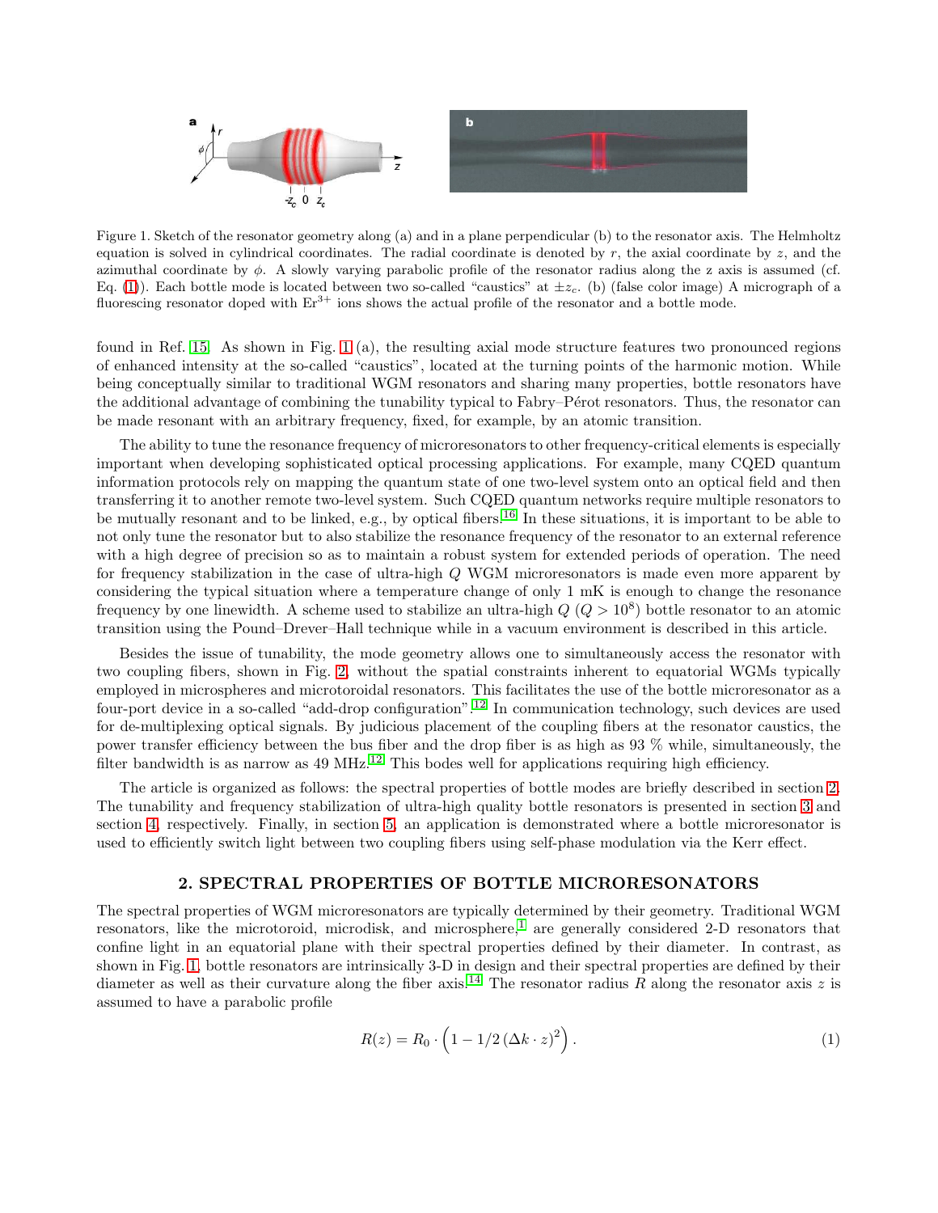Figure 1. Sketch of the resonator geometry along (a) and in a plane perpendicular (b) to the resonator axis. The Helmholtz equation is solved in cylindrical coordinates. The radial coordinate is denoted by $r$, the axial coordinate by $z$, and the azimuthal coordinate by $\phi$. A slowly varying parabolic profile of the resonator radius along the z axis is assumed (cf. Eq. (1)). Each bottle mode is located between two so-called "caustics" at $\pm z_c$. (b) (false color image) A micrograph of a fluorescing resonator doped with $Er^{3+}$ ions shows the actual profile of the resonator and a bottle mode.

found in Ref. 15. As shown in Fig. 1 (a), the resulting axial mode structure features two pronounced regions of enhanced intensity at the so-called "caustics", located at the turning points of the harmonic motion. While being conceptually similar to traditional WGM resonators and sharing many properties, bottle resonators have the additional advantage of combining the tunability typical to Fabry–Pérot resonators. Thus, the resonator can be made resonant with an arbitrary frequency, fixed, for example, by an atomic transition.

The ability to tune the resonance frequency of microresonators to other frequency-critical elements is especially important when developing sophisticated optical processing applications. For example, many CQED quantum information protocols rely on mapping the quantum state of one two-level system onto an optical field and then transferring it to another remote two-level system. Such CQED quantum networks require multiple resonators to be mutually resonant and to be linked, e.g., by optical fibers.[16] In these situations, it is important to be able to not only tune the resonator but to also stabilize the resonance frequency of the resonator to an external reference with a high degree of precision so as to maintain a robust system for extended periods of operation. The need for frequency stabilization in the case of ultra-high $Q$ WGM microresonators is made even more apparent by considering the typical situation where a temperature change of only 1 mK is enough to change the resonance frequency by one linewidth. A scheme used to stabilize an ultra-high $Q$ ($Q > 10^8$) bottle resonator to an atomic transition using the Pound–Drever–Hall technique while in a vacuum environment is described in this article.

Besides the issue of tunability, the mode geometry allows one to simultaneously access the resonator with two coupling fibers, shown in Fig. 2, without the spatial constraints inherent to equatorial WGMs typically employed in microspheres and microtoroidal resonators. This facilitates the use of the bottle microresonator as a four-port device in a so-called "add-drop configuration".[12] In communication technology, such devices are used for de-multiplexing optical signals. By judicious placement of the coupling fibers at the resonator caustics, the power transfer efficiency between the bus fiber and the drop fiber is as high as 93 % while, simultaneously, the filter bandwidth is as narrow as 49 MHz.[12] This bodes well for applications requiring high efficiency.

The article is organized as follows: the spectral properties of bottle modes are briefly described in section 2. The tunability and frequency stabilization of ultra-high quality bottle resonators is presented in section 3 and section 4, respectively. Finally, in section 5, an application is demonstrated where a bottle microresonator is used to efficiently switch light between two coupling fibers using self-phase modulation via the Kerr effect.

## 2. SPECTRAL PROPERTIES OF BOTTLE MICRORESONATORS

The spectral properties of WGM microresonators are typically determined by their geometry. Traditional WGM resonators, like the microtoroid, microdisk, and microsphere,[1] are generally considered 2-D resonators that confine light in an equatorial plane with their spectral properties defined by their diameter. In contrast, as shown in Fig. 1, bottle resonators are intrinsically 3-D in design and their spectral properties are defined by their diameter as well as their curvature along the fiber axis.[14] The resonator radius $R$ along the resonator axis $z$ is assumed to have a parabolic profile

$$R(z) = R_0 \cdot \left(1 - 1/2\,(\Delta k \cdot z)^2\right). \tag{1}$$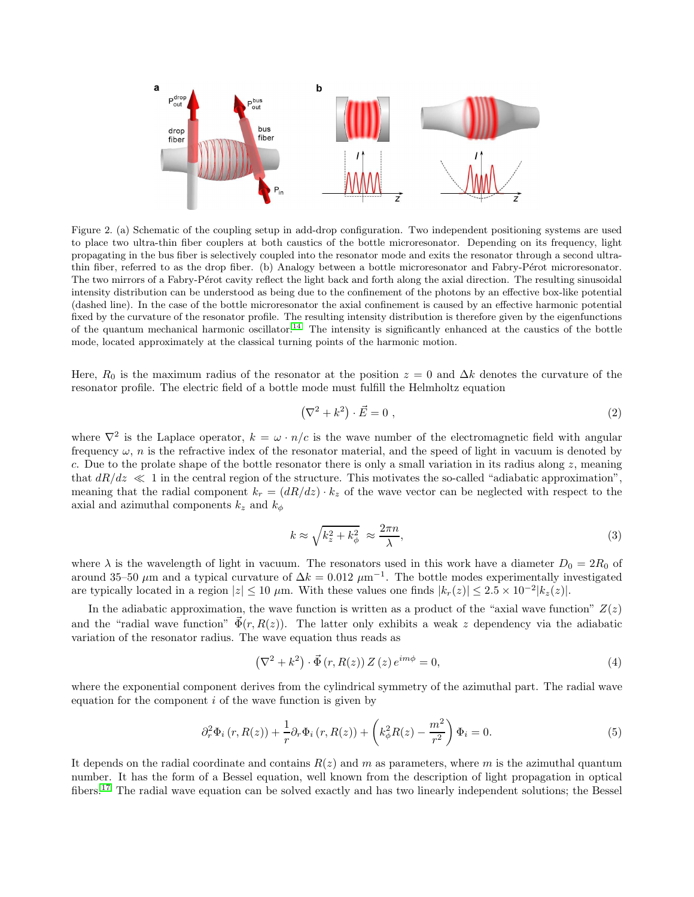Figure 2. (a) Schematic of the coupling setup in add-drop configuration. Two independent positioning systems are used to place two ultra-thin fiber couplers at both caustics of the bottle microresonator. Depending on its frequency, light propagating in the bus fiber is selectively coupled into the resonator mode and exits the resonator through a second ultra-thin fiber, referred to as the drop fiber. (b) Analogy between a bottle microresonator and Fabry-Pérot microresonator. The two mirrors of a Fabry-Pérot cavity reflect the light back and forth along the axial direction. The resulting sinusoidal intensity distribution can be understood as being due to the confinement of the photons by an effective box-like potential (dashed line). In the case of the bottle microresonator the axial confinement is caused by an effective harmonic potential fixed by the curvature of the resonator profile. The resulting intensity distribution is therefore given by the eigenfunctions of the quantum mechanical harmonic oscillator.[14] The intensity is significantly enhanced at the caustics of the bottle mode, located approximately at the classical turning points of the harmonic motion.

Here, $R_0$ is the maximum radius of the resonator at the position $z = 0$ and $\Delta k$ denotes the curvature of the resonator profile. The electric field of a bottle mode must fulfill the Helmholtz equation

$$\left(\nabla^2 + k^2\right) \cdot \vec{E} = 0 \ , \tag{2}$$

where $\nabla^2$ is the Laplace operator, $k = \omega \cdot n/c$ is the wave number of the electromagnetic field with angular frequency $\omega$, $n$ is the refractive index of the resonator material, and the speed of light in vacuum is denoted by $c$. Due to the prolate shape of the bottle resonator there is only a small variation in its radius along $z$, meaning that $dR/dz \ll 1$ in the central region of the structure. This motivates the so-called "adiabatic approximation", meaning that the radial component $k_r = (dR/dz) \cdot k_z$ of the wave vector can be neglected with respect to the axial and azimuthal components $k_z$ and $k_\phi$

$$k \approx \sqrt{k_z^2 + k_\phi^2} \approx \frac{2\pi n}{\lambda}, \tag{3}$$

where $\lambda$ is the wavelength of light in vacuum. The resonators used in this work have a diameter $D_0 = 2R_0$ of around 35–50 $\mu$m and a typical curvature of $\Delta k = 0.012\ \mu\text{m}^{-1}$. The bottle modes experimentally investigated are typically located in a region $|z| \leq 10\ \mu$m. With these values one finds $|k_r(z)| \leq 2.5 \times 10^{-2} |k_z(z)|$.

In the adiabatic approximation, the wave function is written as a product of the "axial wave function" $Z(z)$ and the "radial wave function" $\vec{\Phi}(r, R(z))$. The latter only exhibits a weak $z$ dependency via the adiabatic variation of the resonator radius. The wave equation thus reads as

$$\left(\nabla^2 + k^2\right) \cdot \vec{\Phi}\left(r, R(z)\right) Z\left(z\right) e^{im\phi} = 0, \tag{4}$$

where the exponential component derives from the cylindrical symmetry of the azimuthal part. The radial wave equation for the component $i$ of the wave function is given by

$$\partial_r^2 \Phi_i\left(r, R(z)\right) + \frac{1}{r}\partial_r \Phi_i\left(r, R(z)\right) + \left(k_\phi^2 R(z) - \frac{m^2}{r^2}\right)\Phi_i = 0. \tag{5}$$

It depends on the radial coordinate and contains $R(z)$ and $m$ as parameters, where $m$ is the azimuthal quantum number. It has the form of a Bessel equation, well known from the description of light propagation in optical fibers.[17] The radial wave equation can be solved exactly and has two linearly independent solutions; the Bessel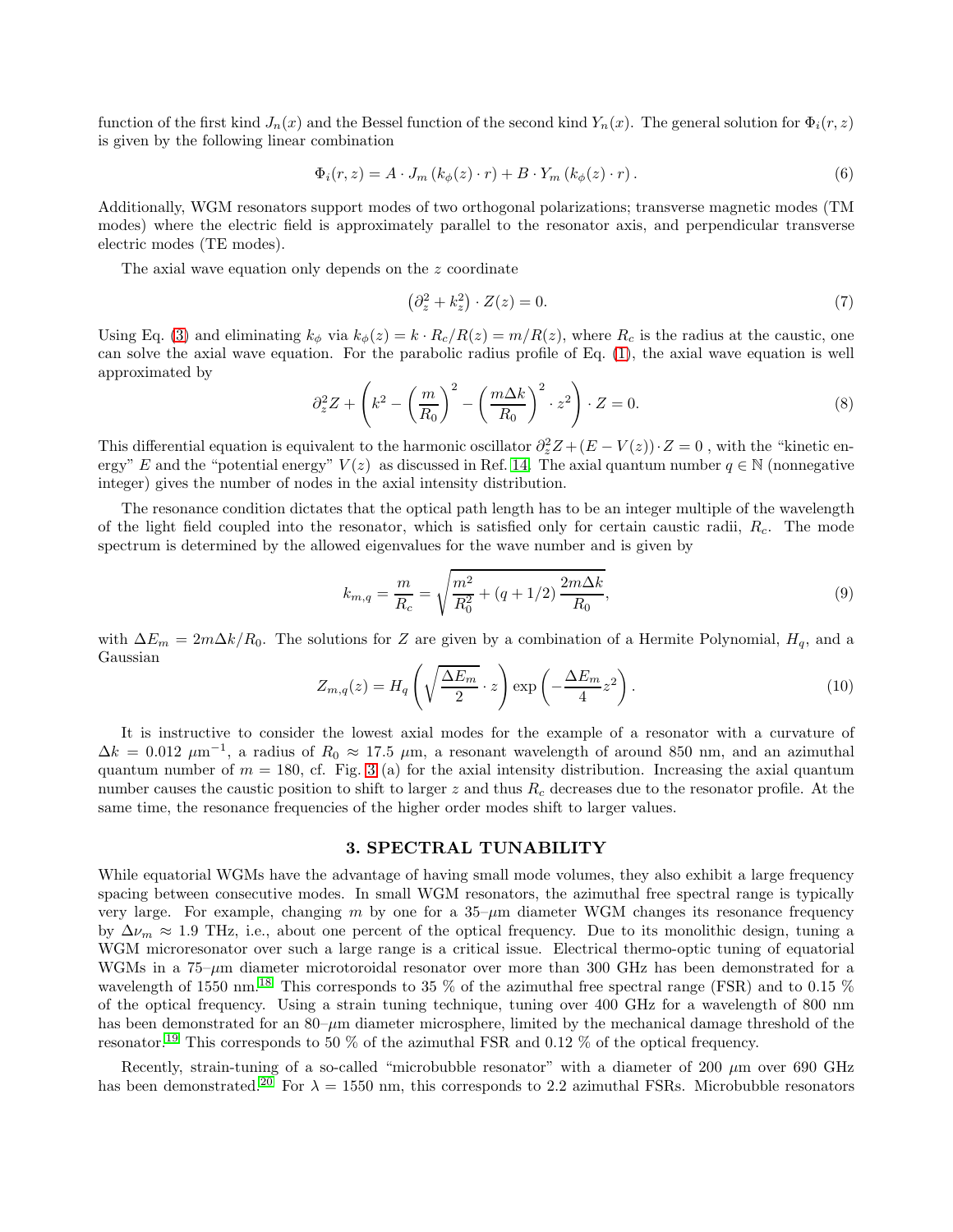function of the first kind $J_n(x)$ and the Bessel function of the second kind $Y_n(x)$. The general solution for $\Phi_i(r,z)$ is given by the following linear combination

$$\Phi_i(r,z) = A \cdot J_m\left(k_\phi(z) \cdot r\right) + B \cdot Y_m\left(k_\phi(z) \cdot r\right). \tag{6}$$

Additionally, WGM resonators support modes of two orthogonal polarizations; transverse magnetic modes (TM modes) where the electric field is approximately parallel to the resonator axis, and perpendicular transverse electric modes (TE modes).

The axial wave equation only depends on the $z$ coordinate

$$\left(\partial_z^2 + k_z^2\right) \cdot Z(z) = 0. \tag{7}$$

Using Eq. (3) and eliminating $k_\phi$ via $k_\phi(z) = k \cdot R_c/R(z) = m/R(z)$, where $R_c$ is the radius at the caustic, one can solve the axial wave equation. For the parabolic radius profile of Eq. (1), the axial wave equation is well approximated by

$$\partial_z^2 Z + \left(k^2 - \left(\frac{m}{R_0}\right)^2 - \left(\frac{m\Delta k}{R_0}\right)^2 \cdot z^2\right) \cdot Z = 0. \tag{8}$$

This differential equation is equivalent to the harmonic oscillator $\partial_z^2 Z + (E - V(z)) \cdot Z = 0$ , with the "kinetic energy" $E$ and the "potential energy" $V(z)$ as discussed in Ref. 14. The axial quantum number $q \in \mathbb{N}$ (nonnegative integer) gives the number of nodes in the axial intensity distribution.

The resonance condition dictates that the optical path length has to be an integer multiple of the wavelength of the light field coupled into the resonator, which is satisfied only for certain caustic radii, $R_c$. The mode spectrum is determined by the allowed eigenvalues for the wave number and is given by

$$k_{m,q} = \frac{m}{R_c} = \sqrt{\frac{m^2}{R_0^2} + (q + 1/2)\frac{2m\Delta k}{R_0}}, \tag{9}$$

with $\Delta E_m = 2m\Delta k/R_0$. The solutions for $Z$ are given by a combination of a Hermite Polynomial, $H_q$, and a Gaussian

$$Z_{m,q}(z) = H_q\left(\sqrt{\frac{\Delta E_m}{2}} \cdot z\right) \exp\left(-\frac{\Delta E_m}{4} z^2\right). \tag{10}$$

It is instructive to consider the lowest axial modes for the example of a resonator with a curvature of $\Delta k = 0.012\ \mu\text{m}^{-1}$, a radius of $R_0 \approx 17.5\ \mu$m, a resonant wavelength of around 850 nm, and an azimuthal quantum number of $m = 180$, cf. Fig. 3 (a) for the axial intensity distribution. Increasing the axial quantum number causes the caustic position to shift to larger $z$ and thus $R_c$ decreases due to the resonator profile. At the same time, the resonance frequencies of the higher order modes shift to larger values.

## 3. SPECTRAL TUNABILITY

While equatorial WGMs have the advantage of having small mode volumes, they also exhibit a large frequency spacing between consecutive modes. In small WGM resonators, the azimuthal free spectral range is typically very large. For example, changing $m$ by one for a 35–$\mu$m diameter WGM changes its resonance frequency by $\Delta\nu_m \approx 1.9$ THz, i.e., about one percent of the optical frequency. Due to its monolithic design, tuning a WGM microresonator over such a large range is a critical issue. Electrical thermo-optic tuning of equatorial WGMs in a 75–$\mu$m diameter microtoroidal resonator over more than 300 GHz has been demonstrated for a wavelength of 1550 nm.[18] This corresponds to 35 % of the azimuthal free spectral range (FSR) and to 0.15 % of the optical frequency. Using a strain tuning technique, tuning over 400 GHz for a wavelength of 800 nm has been demonstrated for an 80–$\mu$m diameter microsphere, limited by the mechanical damage threshold of the resonator.[19] This corresponds to 50 % of the azimuthal FSR and 0.12 % of the optical frequency.

Recently, strain-tuning of a so-called "microbubble resonator" with a diameter of 200 $\mu$m over 690 GHz has been demonstrated.[20] For $\lambda = 1550$ nm, this corresponds to 2.2 azimuthal FSRs. Microbubble resonators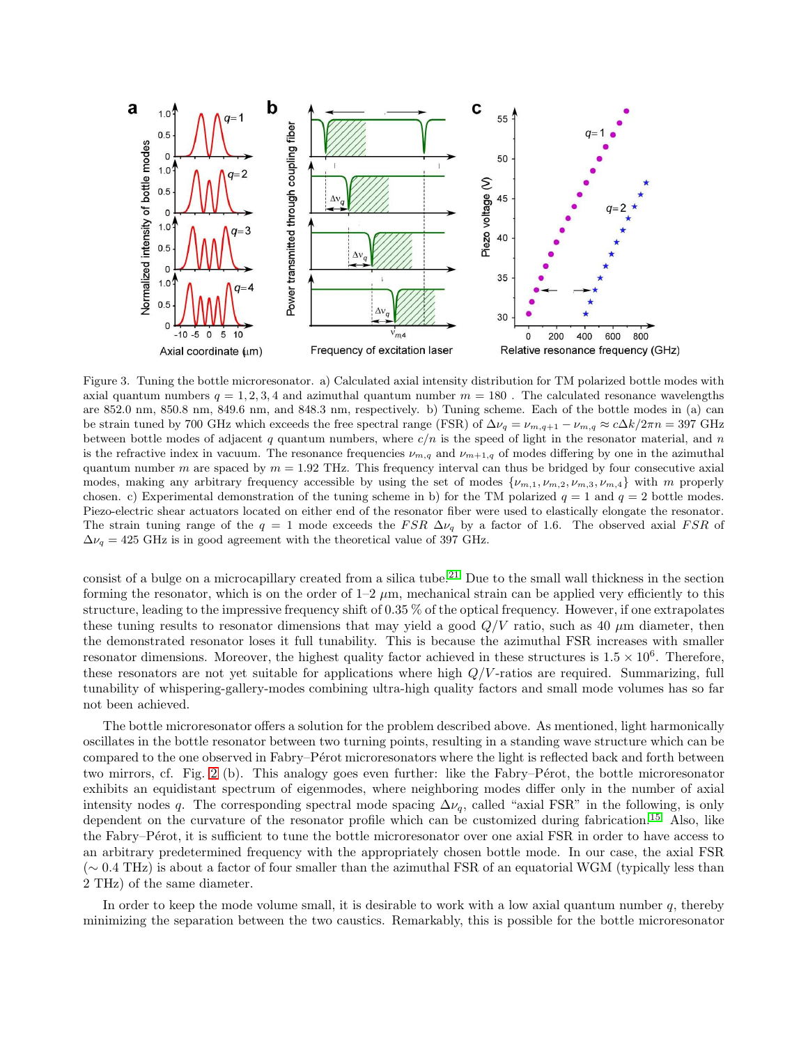Figure 3. Tuning the bottle microresonator. a) Calculated axial intensity distribution for TM polarized bottle modes with axial quantum numbers $q = 1, 2, 3, 4$ and azimuthal quantum number $m = 180$. The calculated resonance wavelengths are 852.0 nm, 850.8 nm, 849.6 nm, and 848.3 nm, respectively. b) Tuning scheme. Each of the bottle modes in (a) can be strain tuned by 700 GHz which exceeds the free spectral range (FSR) of $\Delta\nu_q = \nu_{m,q+1} - \nu_{m,q} \approx c\Delta k/2\pi n = 397$ GHz between bottle modes of adjacent $q$ quantum numbers, where $c/n$ is the speed of light in the resonator material, and $n$ is the refractive index in vacuum. The resonance frequencies $\nu_{m,q}$ and $\nu_{m+1,q}$ of modes differing by one in the azimuthal quantum number $m$ are spaced by $m = 1.92$ THz. This frequency interval can thus be bridged by four consecutive axial modes, making any arbitrary frequency accessible by using the set of modes $\{\nu_{m,1}, \nu_{m,2}, \nu_{m,3}, \nu_{m,4}\}$ with $m$ properly chosen. c) Experimental demonstration of the tuning scheme in b) for the TM polarized $q = 1$ and $q = 2$ bottle modes. Piezo-electric shear actuators located on either end of the resonator fiber were used to elastically elongate the resonator. The strain tuning range of the $q = 1$ mode exceeds the $FSR$ $\Delta\nu_q$ by a factor of 1.6. The observed axial $FSR$ of $\Delta\nu_q = 425$ GHz is in good agreement with the theoretical value of 397 GHz.

consist of a bulge on a microcapillary created from a silica tube.[21] Due to the small wall thickness in the section forming the resonator, which is on the order of 1–2 $\mu$m, mechanical strain can be applied very efficiently to this structure, leading to the impressive frequency shift of 0.35 % of the optical frequency. However, if one extrapolates these tuning results to resonator dimensions that may yield a good $Q/V$ ratio, such as 40 $\mu$m diameter, then the demonstrated resonator loses it full tunability. This is because the azimuthal FSR increases with smaller resonator dimensions. Moreover, the highest quality factor achieved in these structures is $1.5 \times 10^6$. Therefore, these resonators are not yet suitable for applications where high $Q/V$-ratios are required. Summarizing, full tunability of whispering-gallery-modes combining ultra-high quality factors and small mode volumes has so far not been achieved.

The bottle microresonator offers a solution for the problem described above. As mentioned, light harmonically oscillates in the bottle resonator between two turning points, resulting in a standing wave structure which can be compared to the one observed in Fabry–Pérot microresonators where the light is reflected back and forth between two mirrors, cf. Fig. 2 (b). This analogy goes even further: like the Fabry–Pérot, the bottle microresonator exhibits an equidistant spectrum of eigenmodes, where neighboring modes differ only in the number of axial intensity nodes $q$. The corresponding spectral mode spacing $\Delta\nu_q$, called "axial FSR" in the following, is only dependent on the curvature of the resonator profile which can be customized during fabrication.[15] Also, like the Fabry–Pérot, it is sufficient to tune the bottle microresonator over one axial FSR in order to have access to an arbitrary predetermined frequency with the appropriately chosen bottle mode. In our case, the axial FSR ($\sim 0.4$ THz) is about a factor of four smaller than the azimuthal FSR of an equatorial WGM (typically less than 2 THz) of the same diameter.

In order to keep the mode volume small, it is desirable to work with a low axial quantum number $q$, thereby minimizing the separation between the two caustics. Remarkably, this is possible for the bottle microresonator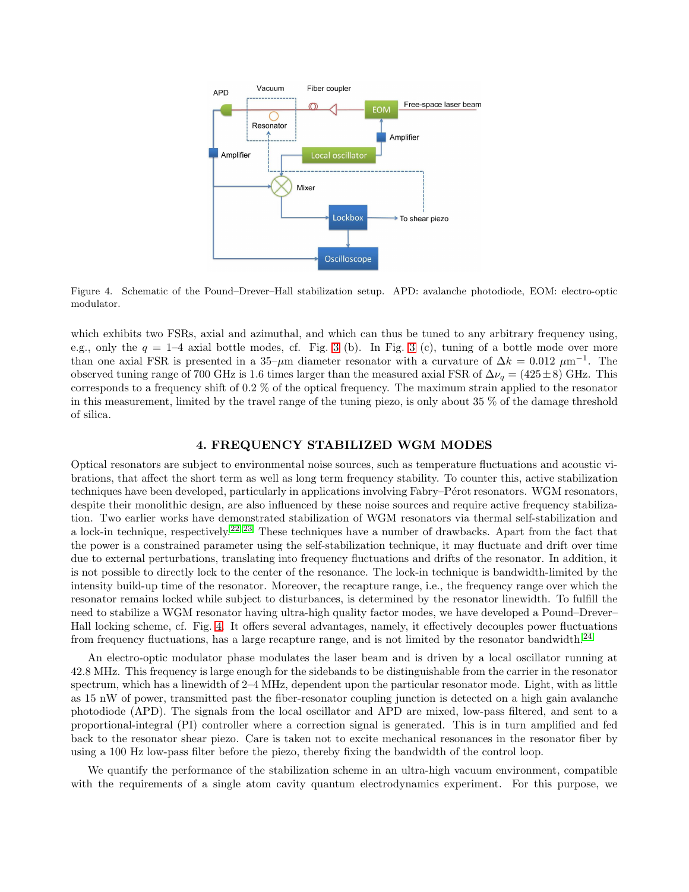Figure 4. Schematic of the Pound–Drever–Hall stabilization setup. APD: avalanche photodiode, EOM: electro-optic modulator.

which exhibits two FSRs, axial and azimuthal, and which can thus be tuned to any arbitrary frequency using, e.g., only the $q = 1$–$4$ axial bottle modes, cf. Fig. 3 (b). In Fig. 3 (c), tuning of a bottle mode over more than one axial FSR is presented in a 35–$\mu$m diameter resonator with a curvature of $\Delta k = 0.012\ \mu\text{m}^{-1}$. The observed tuning range of 700 GHz is 1.6 times larger than the measured axial FSR of $\Delta\nu_q = (425 \pm 8)$ GHz. This corresponds to a frequency shift of 0.2 % of the optical frequency. The maximum strain applied to the resonator in this measurement, limited by the travel range of the tuning piezo, is only about 35 % of the damage threshold of silica.

## 4. FREQUENCY STABILIZED WGM MODES

Optical resonators are subject to environmental noise sources, such as temperature fluctuations and acoustic vibrations, that affect the short term as well as long term frequency stability. To counter this, active stabilization techniques have been developed, particularly in applications involving Fabry–Pérot resonators. WGM resonators, despite their monolithic design, are also influenced by these noise sources and require active frequency stabilization. Two earlier works have demonstrated stabilization of WGM resonators via thermal self-stabilization and a lock-in technique, respectively.[22,23] These techniques have a number of drawbacks. Apart from the fact that the power is a constrained parameter using the self-stabilization technique, it may fluctuate and drift over time due to external perturbations, translating into frequency fluctuations and drifts of the resonator. In addition, it is not possible to directly lock to the center of the resonance. The lock-in technique is bandwidth-limited by the intensity build-up time of the resonator. Moreover, the recapture range, i.e., the frequency range over which the resonator remains locked while subject to disturbances, is determined by the resonator linewidth. To fulfill the need to stabilize a WGM resonator having ultra-high quality factor modes, we have developed a Pound–Drever–Hall locking scheme, cf. Fig. 4. It offers several advantages, namely, it effectively decouples power fluctuations from frequency fluctuations, has a large recapture range, and is not limited by the resonator bandwidth.[24]

An electro-optic modulator phase modulates the laser beam and is driven by a local oscillator running at 42.8 MHz. This frequency is large enough for the sidebands to be distinguishable from the carrier in the resonator spectrum, which has a linewidth of 2–4 MHz, dependent upon the particular resonator mode. Light, with as little as 15 nW of power, transmitted past the fiber-resonator coupling junction is detected on a high gain avalanche photodiode (APD). The signals from the local oscillator and APD are mixed, low-pass filtered, and sent to a proportional-integral (PI) controller where a correction signal is generated. This is in turn amplified and fed back to the resonator shear piezo. Care is taken not to excite mechanical resonances in the resonator fiber by using a 100 Hz low-pass filter before the piezo, thereby fixing the bandwidth of the control loop.

We quantify the performance of the stabilization scheme in an ultra-high vacuum environment, compatible with the requirements of a single atom cavity quantum electrodynamics experiment. For this purpose, we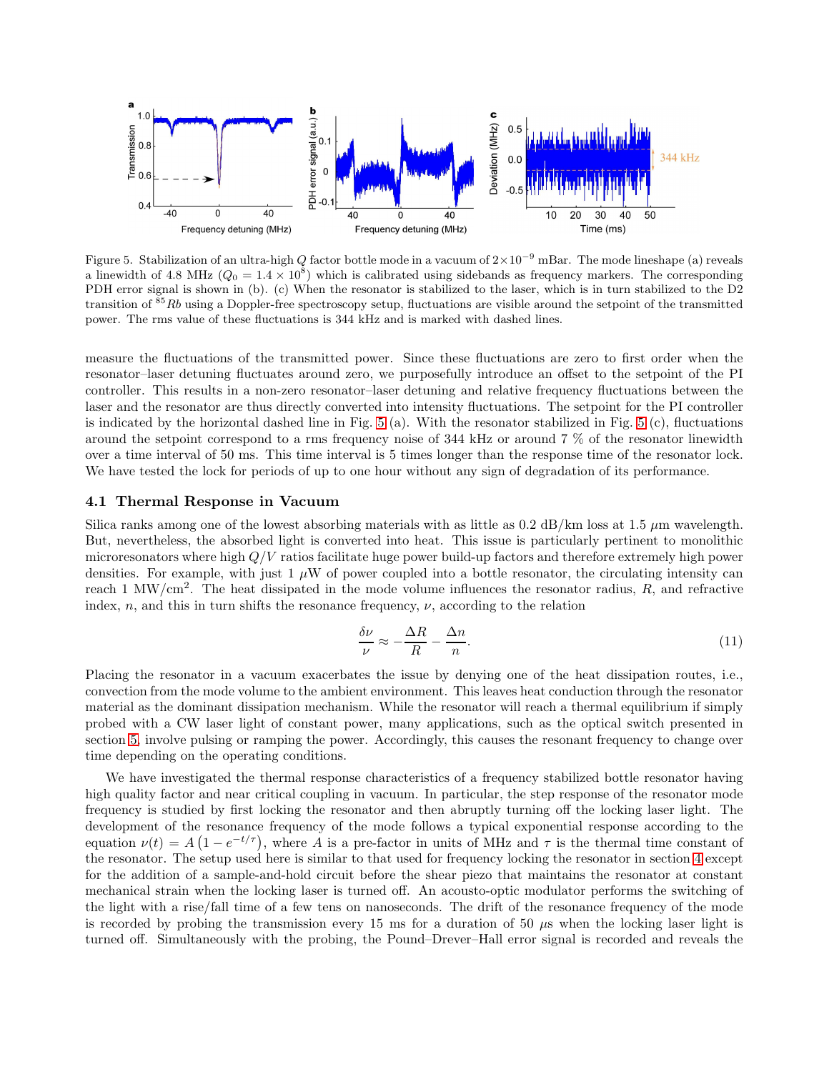Figure 5. Stabilization of an ultra-high $Q$ factor bottle mode in a vacuum of $2\times10^{-9}$ mBar. The mode lineshape (a) reveals a linewidth of 4.8 MHz ($Q_0 = 1.4 \times 10^8$) which is calibrated using sidebands as frequency markers. The corresponding PDH error signal is shown in (b). (c) When the resonator is stabilized to the laser, which is in turn stabilized to the D2 transition of $^{85}Rb$ using a Doppler-free spectroscopy setup, fluctuations are visible around the setpoint of the transmitted power. The rms value of these fluctuations is 344 kHz and is marked with dashed lines.

measure the fluctuations of the transmitted power. Since these fluctuations are zero to first order when the resonator–laser detuning fluctuates around zero, we purposefully introduce an offset to the setpoint of the PI controller. This results in a non-zero resonator–laser detuning and relative frequency fluctuations between the laser and the resonator are thus directly converted into intensity fluctuations. The setpoint for the PI controller is indicated by the horizontal dashed line in Fig. 5 (a). With the resonator stabilized in Fig. 5 (c), fluctuations around the setpoint correspond to a rms frequency noise of 344 kHz or around 7 % of the resonator linewidth over a time interval of 50 ms. This time interval is 5 times longer than the response time of the resonator lock. We have tested the lock for periods of up to one hour without any sign of degradation of its performance.

### 4.1 Thermal Response in Vacuum

Silica ranks among one of the lowest absorbing materials with as little as 0.2 dB/km loss at 1.5 $\mu$m wavelength. But, nevertheless, the absorbed light is converted into heat. This issue is particularly pertinent to monolithic microresonators where high $Q/V$ ratios facilitate huge power build-up factors and therefore extremely high power densities. For example, with just 1 $\mu$W of power coupled into a bottle resonator, the circulating intensity can reach 1 MW/cm$^2$. The heat dissipated in the mode volume influences the resonator radius, $R$, and refractive index, $n$, and this in turn shifts the resonance frequency, $\nu$, according to the relation

$$\frac{\delta\nu}{\nu} \approx -\frac{\Delta R}{R} - \frac{\Delta n}{n}. \tag{11}$$

Placing the resonator in a vacuum exacerbates the issue by denying one of the heat dissipation routes, i.e., convection from the mode volume to the ambient environment. This leaves heat conduction through the resonator material as the dominant dissipation mechanism. While the resonator will reach a thermal equilibrium if simply probed with a CW laser light of constant power, many applications, such as the optical switch presented in section 5, involve pulsing or ramping the power. Accordingly, this causes the resonant frequency to change over time depending on the operating conditions.

We have investigated the thermal response characteristics of a frequency stabilized bottle resonator having high quality factor and near critical coupling in vacuum. In particular, the step response of the resonator mode frequency is studied by first locking the resonator and then abruptly turning off the locking laser light. The development of the resonance frequency of the mode follows a typical exponential response according to the equation $\nu(t) = A\left(1 - e^{-t/\tau}\right)$, where $A$ is a pre-factor in units of MHz and $\tau$ is the thermal time constant of the resonator. The setup used here is similar to that used for frequency locking the resonator in section 4 except for the addition of a sample-and-hold circuit before the shear piezo that maintains the resonator at constant mechanical strain when the locking laser is turned off. An acousto-optic modulator performs the switching of the light with a rise/fall time of a few tens on nanoseconds. The drift of the resonance frequency of the mode is recorded by probing the transmission every 15 ms for a duration of 50 $\mu$s when the locking laser light is turned off. Simultaneously with the probing, the Pound–Drever–Hall error signal is recorded and reveals the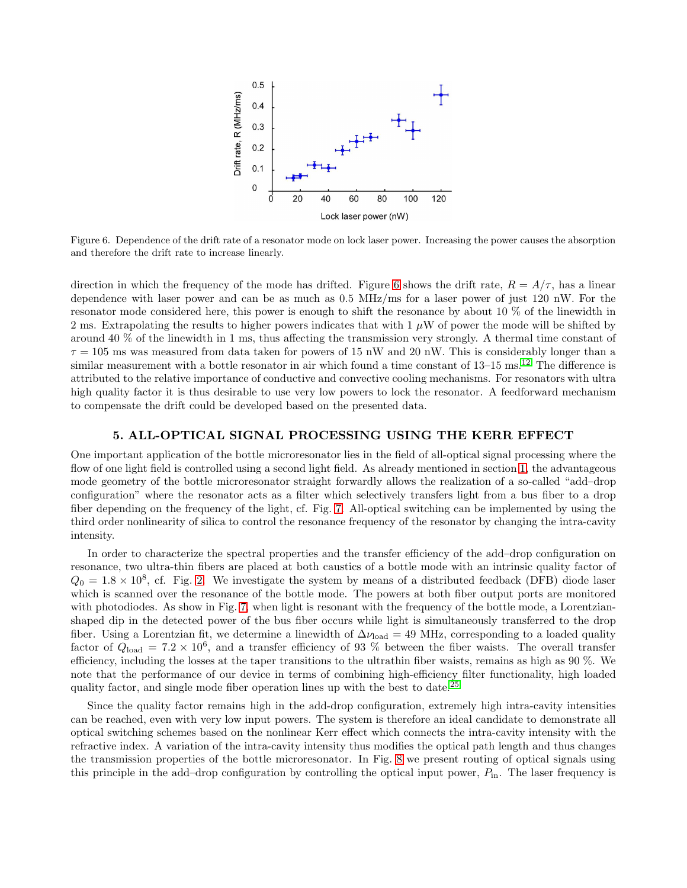Figure 6. Dependence of the drift rate of a resonator mode on lock laser power. Increasing the power causes the absorption and therefore the drift rate to increase linearly.

direction in which the frequency of the mode has drifted. Figure 6 shows the drift rate, $R = A/\tau$, has a linear dependence with laser power and can be as much as 0.5 MHz/ms for a laser power of just 120 nW. For the resonator mode considered here, this power is enough to shift the resonance by about 10 % of the linewidth in 2 ms. Extrapolating the results to higher powers indicates that with 1 $\mu$W of power the mode will be shifted by around 40 % of the linewidth in 1 ms, thus affecting the transmission very strongly. A thermal time constant of $\tau = 105$ ms was measured from data taken for powers of 15 nW and 20 nW. This is considerably longer than a similar measurement with a bottle resonator in air which found a time constant of 13–15 ms.[12] The difference is attributed to the relative importance of conductive and convective cooling mechanisms. For resonators with ultra high quality factor it is thus desirable to use very low powers to lock the resonator. A feedforward mechanism to compensate the drift could be developed based on the presented data.

## 5. ALL-OPTICAL SIGNAL PROCESSING USING THE KERR EFFECT

One important application of the bottle microresonator lies in the field of all-optical signal processing where the flow of one light field is controlled using a second light field. As already mentioned in section 1, the advantageous mode geometry of the bottle microresonator straight forwardly allows the realization of a so-called "add–drop configuration" where the resonator acts as a filter which selectively transfers light from a bus fiber to a drop fiber depending on the frequency of the light, cf. Fig. 7. All-optical switching can be implemented by using the third order nonlinearity of silica to control the resonance frequency of the resonator by changing the intra-cavity intensity.

In order to characterize the spectral properties and the transfer efficiency of the add–drop configuration on resonance, two ultra-thin fibers are placed at both caustics of a bottle mode with an intrinsic quality factor of $Q_0 = 1.8 \times 10^8$, cf. Fig. 2. We investigate the system by means of a distributed feedback (DFB) diode laser which is scanned over the resonance of the bottle mode. The powers at both fiber output ports are monitored with photodiodes. As show in Fig. 7, when light is resonant with the frequency of the bottle mode, a Lorentzian-shaped dip in the detected power of the bus fiber occurs while light is simultaneously transferred to the drop fiber. Using a Lorentzian fit, we determine a linewidth of $\Delta\nu_{\mathrm{load}} = 49$ MHz, corresponding to a loaded quality factor of $Q_{\mathrm{load}} = 7.2 \times 10^6$, and a transfer efficiency of 93 % between the fiber waists. The overall transfer efficiency, including the losses at the taper transitions to the ultrathin fiber waists, remains as high as 90 %. We note that the performance of our device in terms of combining high-efficiency filter functionality, high loaded quality factor, and single mode fiber operation lines up with the best to date.[25]

Since the quality factor remains high in the add-drop configuration, extremely high intra-cavity intensities can be reached, even with very low input powers. The system is therefore an ideal candidate to demonstrate all optical switching schemes based on the nonlinear Kerr effect which connects the intra-cavity intensity with the refractive index. A variation of the intra-cavity intensity thus modifies the optical path length and thus changes the transmission properties of the bottle microresonator. In Fig. 8 we present routing of optical signals using this principle in the add–drop configuration by controlling the optical input power, $P_{\mathrm{in}}$. The laser frequency is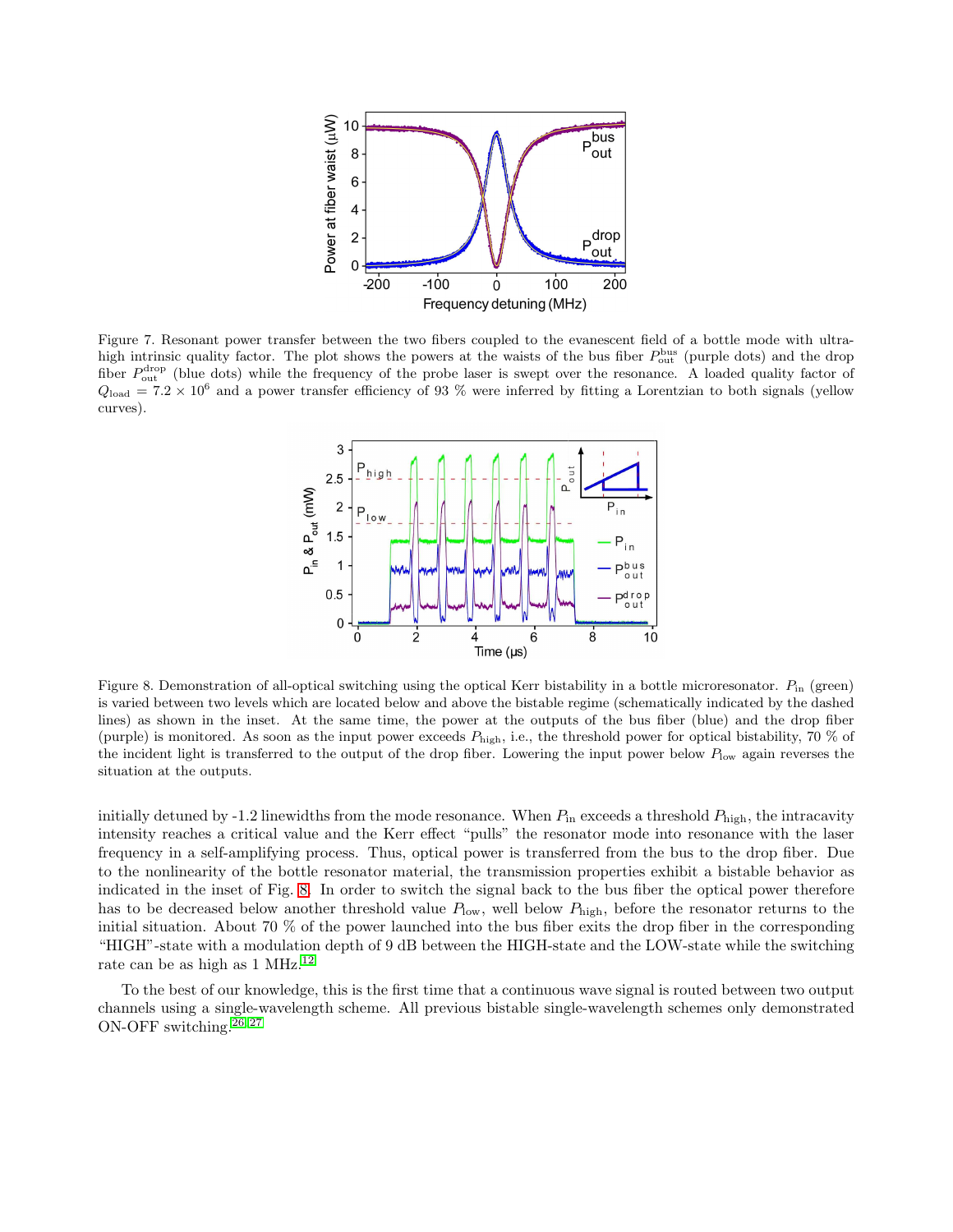Figure 7. Resonant power transfer between the two fibers coupled to the evanescent field of a bottle mode with ultra-high intrinsic quality factor. The plot shows the powers at the waists of the bus fiber $P_{\mathrm{out}}^{\mathrm{bus}}$ (purple dots) and the drop fiber $P_{\mathrm{out}}^{\mathrm{drop}}$ (blue dots) while the frequency of the probe laser is swept over the resonance. A loaded quality factor of $Q_{\mathrm{load}} = 7.2 \times 10^6$ and a power transfer efficiency of 93 % were inferred by fitting a Lorentzian to both signals (yellow curves).

Figure 8. Demonstration of all-optical switching using the optical Kerr bistability in a bottle microresonator. $P_{\mathrm{in}}$ (green) is varied between two levels which are located below and above the bistable regime (schematically indicated by the dashed lines) as shown in the inset. At the same time, the power at the outputs of the bus fiber (blue) and the drop fiber (purple) is monitored. As soon as the input power exceeds $P_{\mathrm{high}}$, i.e., the threshold power for optical bistability, 70 % of the incident light is transferred to the output of the drop fiber. Lowering the input power below $P_{\mathrm{low}}$ again reverses the situation at the outputs.

initially detuned by -1.2 linewidths from the mode resonance. When $P_{\mathrm{in}}$ exceeds a threshold $P_{\mathrm{high}}$, the intracavity intensity reaches a critical value and the Kerr effect "pulls" the resonator mode into resonance with the laser frequency in a self-amplifying process. Thus, optical power is transferred from the bus to the drop fiber. Due to the nonlinearity of the bottle resonator material, the transmission properties exhibit a bistable behavior as indicated in the inset of Fig. 8. In order to switch the signal back to the bus fiber the optical power therefore has to be decreased below another threshold value $P_{\mathrm{low}}$, well below $P_{\mathrm{high}}$, before the resonator returns to the initial situation. About 70 % of the power launched into the bus fiber exits the drop fiber in the corresponding "HIGH"-state with a modulation depth of 9 dB between the HIGH-state and the LOW-state while the switching rate can be as high as 1 MHz.[12]

To the best of our knowledge, this is the first time that a continuous wave signal is routed between two output channels using a single-wavelength scheme. All previous bistable single-wavelength schemes only demonstrated ON-OFF switching.[26,27]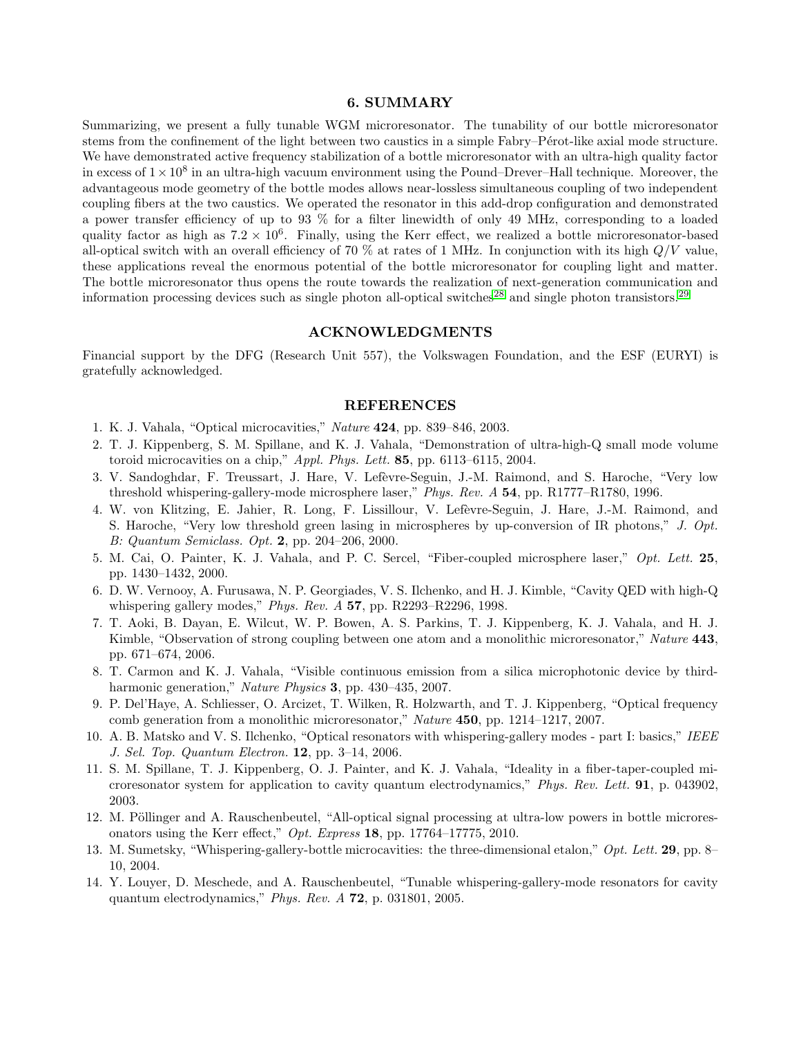## 6. SUMMARY

Summarizing, we present a fully tunable WGM microresonator. The tunability of our bottle microresonator stems from the confinement of the light between two caustics in a simple Fabry–Pérot-like axial mode structure. We have demonstrated active frequency stabilization of a bottle microresonator with an ultra-high quality factor in excess of $1 \times 10^8$ in an ultra-high vacuum environment using the Pound–Drever–Hall technique. Moreover, the advantageous mode geometry of the bottle modes allows near-lossless simultaneous coupling of two independent coupling fibers at the two caustics. We operated the resonator in this add-drop configuration and demonstrated a power transfer efficiency of up to 93 % for a filter linewidth of only 49 MHz, corresponding to a loaded quality factor as high as $7.2 \times 10^6$. Finally, using the Kerr effect, we realized a bottle microresonator-based all-optical switch with an overall efficiency of 70 % at rates of 1 MHz. In conjunction with its high $Q/V$ value, these applications reveal the enormous potential of the bottle microresonator for coupling light and matter. The bottle microresonator thus opens the route towards the realization of next-generation communication and information processing devices such as single photon all-optical switches[28] and single photon transistors.[29]

## ACKNOWLEDGMENTS

Financial support by the DFG (Research Unit 557), the Volkswagen Foundation, and the ESF (EURYI) is gratefully acknowledged.

## REFERENCES

1. K. J. Vahala, "Optical microcavities," *Nature* **424**, pp. 839–846, 2003.
2. T. J. Kippenberg, S. M. Spillane, and K. J. Vahala, "Demonstration of ultra-high-Q small mode volume toroid microcavities on a chip," *Appl. Phys. Lett.* **85**, pp. 6113–6115, 2004.
3. V. Sandoghdar, F. Treussart, J. Hare, V. Lefèvre-Seguin, J.-M. Raimond, and S. Haroche, "Very low threshold whispering-gallery-mode microsphere laser," *Phys. Rev. A* **54**, pp. R1777–R1780, 1996.
4. W. von Klitzing, E. Jahier, R. Long, F. Lissillour, V. Lefèvre-Seguin, J. Hare, J.-M. Raimond, and S. Haroche, "Very low threshold green lasing in microspheres by up-conversion of IR photons," *J. Opt. B: Quantum Semiclass. Opt.* **2**, pp. 204–206, 2000.
5. M. Cai, O. Painter, K. J. Vahala, and P. C. Sercel, "Fiber-coupled microsphere laser," *Opt. Lett.* **25**, pp. 1430–1432, 2000.
6. D. W. Vernooy, A. Furusawa, N. P. Georgiades, V. S. Ilchenko, and H. J. Kimble, "Cavity QED with high-Q whispering gallery modes," *Phys. Rev. A* **57**, pp. R2293–R2296, 1998.
7. T. Aoki, B. Dayan, E. Wilcut, W. P. Bowen, A. S. Parkins, T. J. Kippenberg, K. J. Vahala, and H. J. Kimble, "Observation of strong coupling between one atom and a monolithic microresonator," *Nature* **443**, pp. 671–674, 2006.
8. T. Carmon and K. J. Vahala, "Visible continuous emission from a silica microphotonic device by third-harmonic generation," *Nature Physics* **3**, pp. 430–435, 2007.
9. P. Del'Haye, A. Schliesser, O. Arcizet, T. Wilken, R. Holzwarth, and T. J. Kippenberg, "Optical frequency comb generation from a monolithic microresonator," *Nature* **450**, pp. 1214–1217, 2007.
10. A. B. Matsko and V. S. Ilchenko, "Optical resonators with whispering-gallery modes - part I: basics," *IEEE J. Sel. Top. Quantum Electron.* **12**, pp. 3–14, 2006.
11. S. M. Spillane, T. J. Kippenberg, O. J. Painter, and K. J. Vahala, "Ideality in a fiber-taper-coupled microresonator system for application to cavity quantum electrodynamics," *Phys. Rev. Lett.* **91**, p. 043902, 2003.
12. M. Pöllinger and A. Rauschenbeutel, "All-optical signal processing at ultra-low powers in bottle microresonators using the Kerr effect," *Opt. Express* **18**, pp. 17764–17775, 2010.
13. M. Sumetsky, "Whispering-gallery-bottle microcavities: the three-dimensional etalon," *Opt. Lett.* **29**, pp. 8–10, 2004.
14. Y. Louyer, D. Meschede, and A. Rauschenbeutel, "Tunable whispering-gallery-mode resonators for cavity quantum electrodynamics," *Phys. Rev. A* **72**, p. 031801, 2005.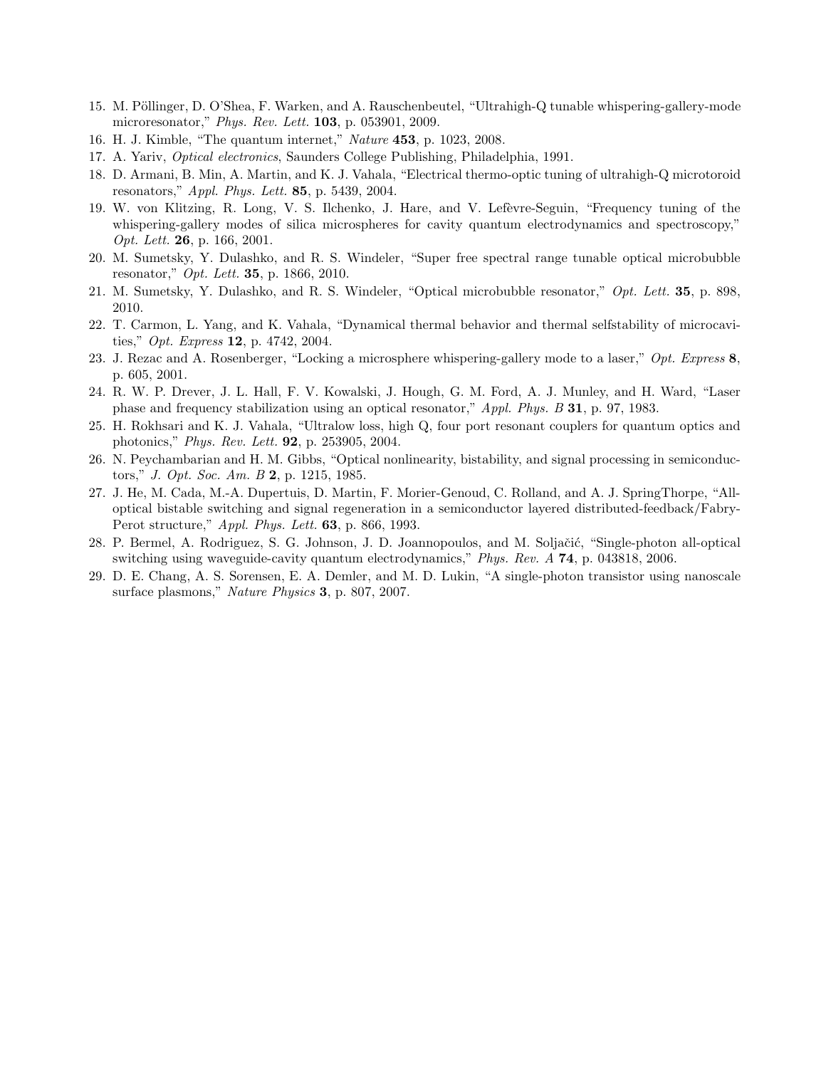15. M. Pöllinger, D. O'Shea, F. Warken, and A. Rauschenbeutel, "Ultrahigh-Q tunable whispering-gallery-mode microresonator," *Phys. Rev. Lett.* **103**, p. 053901, 2009.
16. H. J. Kimble, "The quantum internet," *Nature* **453**, p. 1023, 2008.
17. A. Yariv, *Optical electronics*, Saunders College Publishing, Philadelphia, 1991.
18. D. Armani, B. Min, A. Martin, and K. J. Vahala, "Electrical thermo-optic tuning of ultrahigh-Q microtoroid resonators," *Appl. Phys. Lett.* **85**, p. 5439, 2004.
19. W. von Klitzing, R. Long, V. S. Ilchenko, J. Hare, and V. Lefèvre-Seguin, "Frequency tuning of the whispering-gallery modes of silica microspheres for cavity quantum electrodynamics and spectroscopy," *Opt. Lett.* **26**, p. 166, 2001.
20. M. Sumetsky, Y. Dulashko, and R. S. Windeler, "Super free spectral range tunable optical microbubble resonator," *Opt. Lett.* **35**, p. 1866, 2010.
21. M. Sumetsky, Y. Dulashko, and R. S. Windeler, "Optical microbubble resonator," *Opt. Lett.* **35**, p. 898, 2010.
22. T. Carmon, L. Yang, and K. Vahala, "Dynamical thermal behavior and thermal selfstability of microcavities," *Opt. Express* **12**, p. 4742, 2004.
23. J. Rezac and A. Rosenberger, "Locking a microsphere whispering-gallery mode to a laser," *Opt. Express* **8**, p. 605, 2001.
24. R. W. P. Drever, J. L. Hall, F. V. Kowalski, J. Hough, G. M. Ford, A. J. Munley, and H. Ward, "Laser phase and frequency stabilization using an optical resonator," *Appl. Phys. B* **31**, p. 97, 1983.
25. H. Rokhsari and K. J. Vahala, "Ultralow loss, high Q, four port resonant couplers for quantum optics and photonics," *Phys. Rev. Lett.* **92**, p. 253905, 2004.
26. N. Peychambarian and H. M. Gibbs, "Optical nonlinearity, bistability, and signal processing in semiconductors," *J. Opt. Soc. Am. B* **2**, p. 1215, 1985.
27. J. He, M. Cada, M.-A. Dupertuis, D. Martin, F. Morier-Genoud, C. Rolland, and A. J. SpringThorpe, "All-optical bistable switching and signal regeneration in a semiconductor layered distributed-feedback/Fabry-Perot structure," *Appl. Phys. Lett.* **63**, p. 866, 1993.
28. P. Bermel, A. Rodriguez, S. G. Johnson, J. D. Joannopoulos, and M. Soljačić, "Single-photon all-optical switching using waveguide-cavity quantum electrodynamics," *Phys. Rev. A* **74**, p. 043818, 2006.
29. D. E. Chang, A. S. Sorensen, E. A. Demler, and M. D. Lukin, "A single-photon transistor using nanoscale surface plasmons," *Nature Physics* **3**, p. 807, 2007.